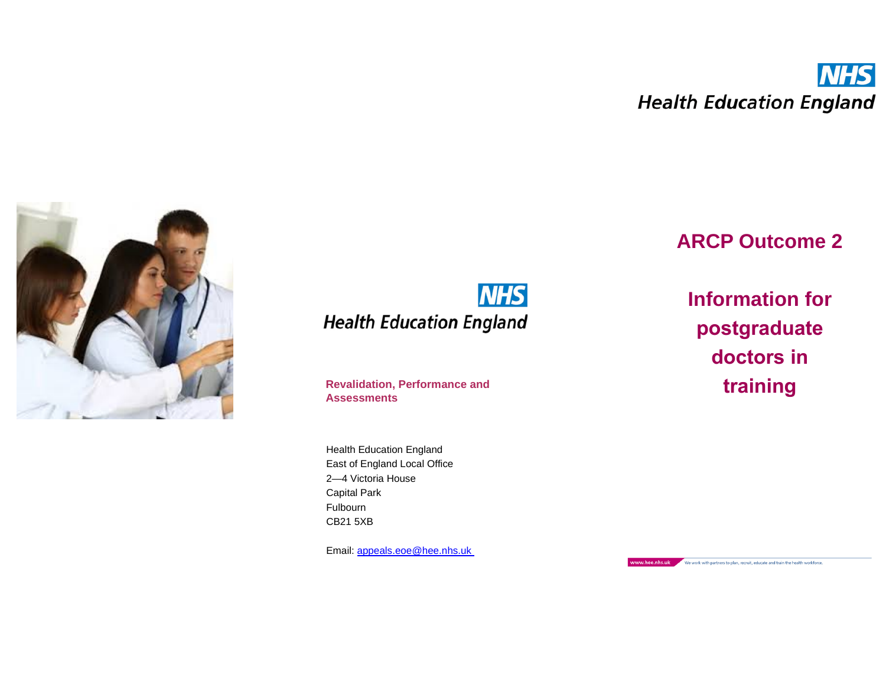# ARCP Outcome 2

## Information for postgraduate doctors in training

**Revalidation, Performance and Assessments**

Health Education England
East of England Local Office
2—4 Victoria House
Capital Park
Fulbourn
CB21 5XB

Email: appeals.eoe@hee.nhs.uk

www.hee.nhs.uk We work with partners to plan, recruit, educate and train the health workforce.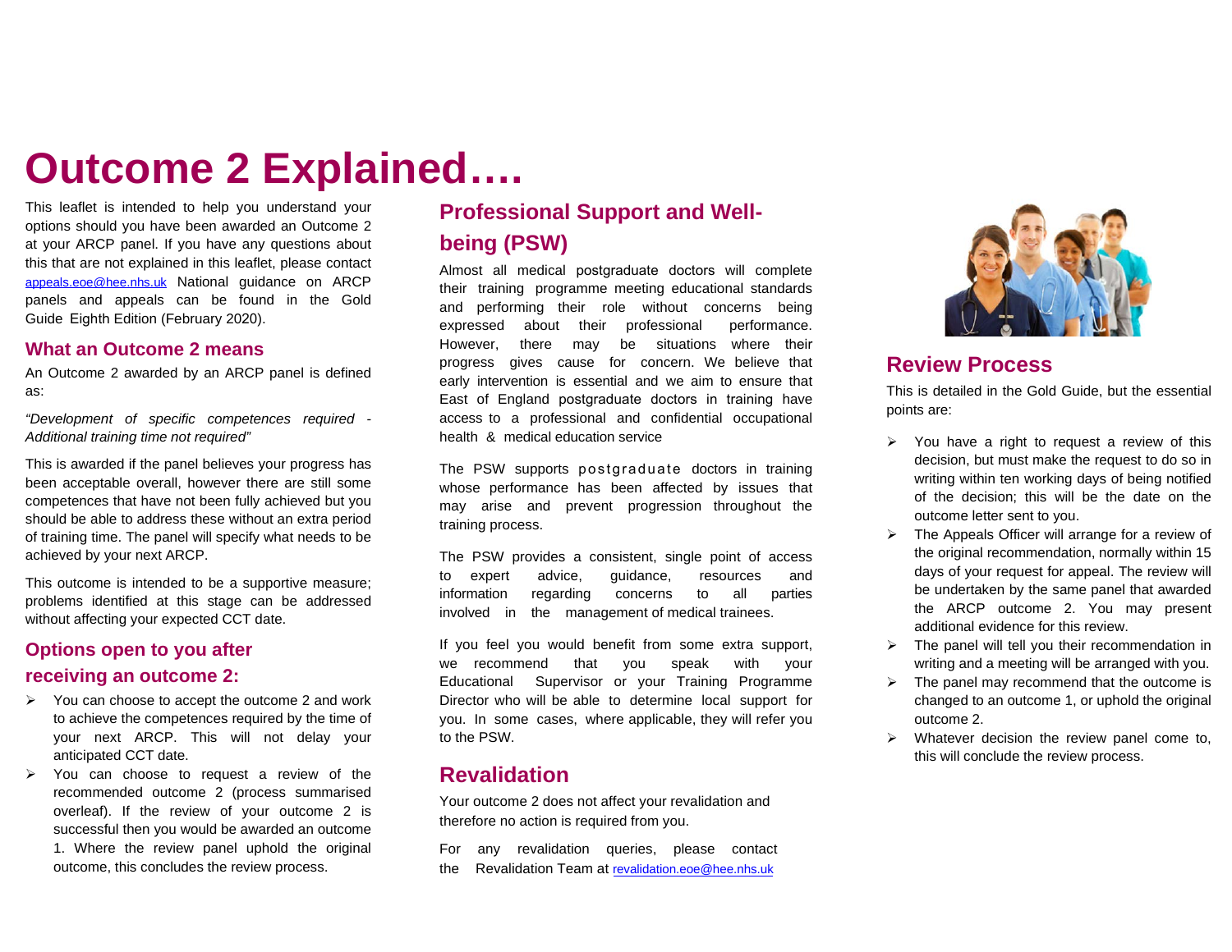# Outcome 2 Explained….

This leaflet is intended to help you understand your options should you have been awarded an Outcome 2 at your ARCP panel. If you have any questions about this that are not explained in this leaflet, please contact appeals.eoe@hee.nhs.uk National guidance on ARCP panels and appeals can be found in the Gold Guide Eighth Edition (February 2020).

## What an Outcome 2 means

An Outcome 2 awarded by an ARCP panel is defined as:

*"Development of specific competences required - Additional training time not required"*

This is awarded if the panel believes your progress has been acceptable overall, however there are still some competences that have not been fully achieved but you should be able to address these without an extra period of training time. The panel will specify what needs to be achieved by your next ARCP.

This outcome is intended to be a supportive measure; problems identified at this stage can be addressed without affecting your expected CCT date.

## Options open to you after receiving an outcome 2:

- You can choose to accept the outcome 2 and work to achieve the competences required by the time of your next ARCP. This will not delay your anticipated CCT date.
- You can choose to request a review of the recommended outcome 2 (process summarised overleaf). If the review of your outcome 2 is successful then you would be awarded an outcome 1. Where the review panel uphold the original outcome, this concludes the review process.

## Professional Support and Well-being (PSW)

Almost all medical postgraduate doctors will complete their training programme meeting educational standards and performing their role without concerns being expressed about their professional performance. However, there may be situations where their progress gives cause for concern. We believe that early intervention is essential and we aim to ensure that East of England postgraduate doctors in training have access to a professional and confidential occupational health & medical education service

The PSW supports postgraduate doctors in training whose performance has been affected by issues that may arise and prevent progression throughout the training process.

The PSW provides a consistent, single point of access to expert advice, guidance, resources and information regarding concerns to all parties involved in the management of medical trainees.

If you feel you would benefit from some extra support, we recommend that you speak with your Educational Supervisor or your Training Programme Director who will be able to determine local support for you. In some cases, where applicable, they will refer you to the PSW.

## Revalidation

Your outcome 2 does not affect your revalidation and therefore no action is required from you.

For any revalidation queries, please contact the Revalidation Team at revalidation.eoe@hee.nhs.uk

## Review Process

This is detailed in the Gold Guide, but the essential points are:

- You have a right to request a review of this decision, but must make the request to do so in writing within ten working days of being notified of the decision; this will be the date on the outcome letter sent to you.
- The Appeals Officer will arrange for a review of the original recommendation, normally within 15 days of your request for appeal. The review will be undertaken by the same panel that awarded the ARCP outcome 2. You may present additional evidence for this review.
- The panel will tell you their recommendation in writing and a meeting will be arranged with you.
- The panel may recommend that the outcome is changed to an outcome 1, or uphold the original outcome 2.
- Whatever decision the review panel come to, this will conclude the review process.